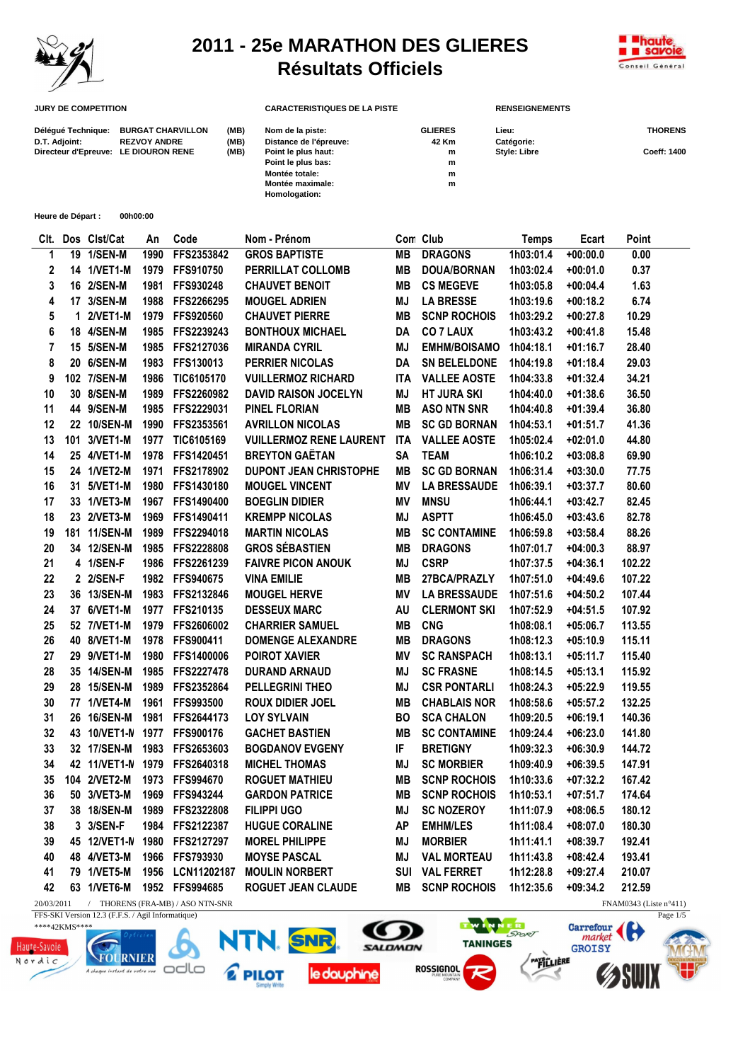# 2011 - 25e MARATHON DES GLIERES
## Résultats Officiels

**JURY DE COMPETITION**

| | | |
|---|---|---|
| **Délégué Technique:** | **BURGAT CHARVILLON** | **(MB)** |
| **D.T. Adjoint:** | **REZVOY ANDRE** | **(MB)** |
| **Directeur d'Epreuve:** | **LE DIOURON RENE** | **(MB)** |

**CARACTERISTIQUES DE LA PISTE**

| | |
|---|---|
| **Nom de la piste:** | **GLIERES** |
| **Distance de l'épreuve:** | **42 Km** |
| **Point le plus haut:** | **m** |
| **Point le plus bas:** | **m** |
| **Montée totale:** | **m** |
| **Montée maximale:** | **m** |
| **Homologation:** | |

**RENSEIGNEMENTS**

| | |
|---|---|
| **Lieu:** | **THORENS** |
| **Catégorie:** | |
| **Style: Libre** | **Coeff: 1400** |

**Heure de Départ :** **00h00:00**

| Clt. | Dos | Clst/Cat | An | Code | Nom - Prénom | Com | Club | Temps | Ecart | Point |
|---|---|---|---|---|---|---|---|---|---|---|
| 1 | 19 | 1/SEN-M | 1990 | FFS2353842 | GROS BAPTISTE | MB | DRAGONS | 1h03:01.4 | +00:00.0 | 0.00 |
| 2 | 14 | 1/VET1-M | 1979 | FFS910750 | PERRILLAT COLLOMB | MB | DOUA/BORNAN | 1h03:02.4 | +00:01.0 | 0.37 |
| 3 | 16 | 2/SEN-M | 1981 | FFS930248 | CHAUVET BENOIT | MB | CS MEGEVE | 1h03:05.8 | +00:04.4 | 1.63 |
| 4 | 17 | 3/SEN-M | 1988 | FFS2266295 | MOUGEL ADRIEN | MJ | LA BRESSE | 1h03:19.6 | +00:18.2 | 6.74 |
| 5 | 1 | 2/VET1-M | 1979 | FFS920560 | CHAUVET PIERRE | MB | SCNP ROCHOIS | 1h03:29.2 | +00:27.8 | 10.29 |
| 6 | 18 | 4/SEN-M | 1985 | FFS2239243 | BONTHOUX MICHAEL | DA | CO 7 LAUX | 1h03:43.2 | +00:41.8 | 15.48 |
| 7 | 15 | 5/SEN-M | 1985 | FFS2127036 | MIRANDA CYRIL | MJ | EMHM/BOISAMO | 1h04:18.1 | +01:16.7 | 28.40 |
| 8 | 20 | 6/SEN-M | 1983 | FFS130013 | PERRIER NICOLAS | DA | SN BELEDONE | 1h04:19.8 | +01:18.4 | 29.03 |
| 9 | 102 | 7/SEN-M | 1986 | TIC6105170 | VUILLERMOZ RICHARD | ITA | VALLEE AOSTE | 1h04:33.8 | +01:32.4 | 34.21 |
| 10 | 30 | 8/SEN-M | 1989 | FFS2260982 | DAVID RAISON JOCELYN | MJ | HT JURA SKI | 1h04:40.0 | +01:38.6 | 36.50 |
| 11 | 44 | 9/SEN-M | 1985 | FFS2229031 | PINEL FLORIAN | MB | ASO NTN SNR | 1h04:40.8 | +01:39.4 | 36.80 |
| 12 | 22 | 10/SEN-M | 1990 | FFS2353561 | AVRILLON NICOLAS | MB | SC GD BORNAN | 1h04:53.1 | +01:51.7 | 41.36 |
| 13 | 101 | 3/VET1-M | 1977 | TIC6105169 | VUILLERMOZ RENE LAURENT | ITA | VALLEE AOSTE | 1h05:02.4 | +02:01.0 | 44.80 |
| 14 | 25 | 4/VET1-M | 1978 | FFS1420451 | BREYTON GAËTAN | SA | TEAM | 1h06:10.2 | +03:08.8 | 69.90 |
| 15 | 24 | 1/VET2-M | 1971 | FFS2178902 | DUPONT JEAN CHRISTOPHE | MB | SC GD BORNAN | 1h06:31.4 | +03:30.0 | 77.75 |
| 16 | 31 | 5/VET1-M | 1980 | FFS1430180 | MOUGEL VINCENT | MV | LA BRESSAUDE | 1h06:39.1 | +03:37.7 | 80.60 |
| 17 | 33 | 1/VET3-M | 1967 | FFS1490400 | BOEGLIN DIDIER | MV | MNSU | 1h06:44.1 | +03:42.7 | 82.45 |
| 18 | 23 | 2/VET3-M | 1969 | FFS1490411 | KREMPP NICOLAS | MJ | ASPTT | 1h06:45.0 | +03:43.6 | 82.78 |
| 19 | 181 | 11/SEN-M | 1989 | FFS2294018 | MARTIN NICOLAS | MB | SC CONTAMINE | 1h06:59.8 | +03:58.4 | 88.26 |
| 20 | 34 | 12/SEN-M | 1985 | FFS2228808 | GROS SÉBASTIEN | MB | DRAGONS | 1h07:01.7 | +04:00.3 | 88.97 |
| 21 | 4 | 1/SEN-F | 1986 | FFS2261239 | FAIVRE PICON ANOUK | MJ | CSRP | 1h07:37.5 | +04:36.1 | 102.22 |
| 22 | 2 | 2/SEN-F | 1982 | FFS940675 | VINA EMILIE | MB | 27BCA/PRAZLY | 1h07:51.0 | +04:49.6 | 107.22 |
| 23 | 36 | 13/SEN-M | 1983 | FFS2132846 | MOUGEL HERVE | MV | LA BRESSAUDE | 1h07:51.6 | +04:50.2 | 107.44 |
| 24 | 37 | 6/VET1-M | 1977 | FFS210135 | DESSEUX MARC | AU | CLERMONT SKI | 1h07:52.9 | +04:51.5 | 107.92 |
| 25 | 52 | 7/VET1-M | 1979 | FFS2606002 | CHARRIER SAMUEL | MB | CNG | 1h08:08.1 | +05:06.7 | 113.55 |
| 26 | 40 | 8/VET1-M | 1978 | FFS900411 | DOMENGE ALEXANDRE | MB | DRAGONS | 1h08:12.3 | +05:10.9 | 115.11 |
| 27 | 29 | 9/VET1-M | 1980 | FFS1400006 | POIROT XAVIER | MV | SC RANSPACH | 1h08:13.1 | +05:11.7 | 115.40 |
| 28 | 35 | 14/SEN-M | 1985 | FFS2227478 | DURAND ARNAUD | MJ | SC FRASNE | 1h08:14.5 | +05:13.1 | 115.92 |
| 29 | 28 | 15/SEN-M | 1989 | FFS2352864 | PELLEGRINI THEO | MJ | CSR PONTARLI | 1h08:24.3 | +05:22.9 | 119.55 |
| 30 | 77 | 1/VET4-M | 1961 | FFS993500 | ROUX DIDIER JOEL | MB | CHABLAIS NOR | 1h08:58.6 | +05:57.2 | 132.25 |
| 31 | 26 | 16/SEN-M | 1981 | FFS2644173 | LOY SYLVAIN | BO | SCA CHALON | 1h09:20.5 | +06:19.1 | 140.36 |
| 32 | 43 | 10/VET1-M | 1977 | FFS900176 | GACHET BASTIEN | MB | SC CONTAMINE | 1h09:24.4 | +06:23.0 | 141.80 |
| 33 | 32 | 17/SEN-M | 1983 | FFS2653603 | BOGDANOV EVGENY | IF | BRETIGNY | 1h09:32.3 | +06:30.9 | 144.72 |
| 34 | 42 | 11/VET1-M | 1979 | FFS2640318 | MICHEL THOMAS | MJ | SC MORBIER | 1h09:40.9 | +06:39.5 | 147.91 |
| 35 | 104 | 2/VET2-M | 1973 | FFS994670 | ROGUET MATHIEU | MB | SCNP ROCHOIS | 1h10:33.6 | +07:32.2 | 167.42 |
| 36 | 50 | 3/VET3-M | 1969 | FFS943244 | GARDON PATRICE | MB | SCNP ROCHOIS | 1h10:53.1 | +07:51.7 | 174.64 |
| 37 | 38 | 18/SEN-M | 1989 | FFS2322808 | FILIPPI UGO | MJ | SC NOZEROY | 1h11:07.9 | +08:06.5 | 180.12 |
| 38 | 3 | 3/SEN-F | 1984 | FFS2122387 | HUGUE CORALINE | AP | EMHM/LES | 1h11:08.4 | +08:07.0 | 180.30 |
| 39 | 45 | 12/VET1-M | 1980 | FFS2127297 | MOREL PHILIPPE | MJ | MORBIER | 1h11:41.1 | +08:39.7 | 192.41 |
| 40 | 48 | 4/VET3-M | 1966 | FFS793930 | MOYSE PASCAL | MJ | VAL MORTEAU | 1h11:43.8 | +08:42.4 | 193.41 |
| 41 | 79 | 1/VET5-M | 1956 | LCN11202187 | MOULIN NORBERT | SUI | VAL FERRET | 1h12:28.8 | +09:27.4 | 210.07 |
| 42 | 63 | 1/VET6-M | 1952 | FFS994685 | ROGUET JEAN CLAUDE | MB | SCNP ROCHOIS | 1h12:35.6 | +09:34.2 | 212.59 |

20/03/2011 / THORENS (FRA-MB) / ASO NTN-SNR — FNAM0343 (Liste n°411)

FFS-SKI Version 12.3 (F.F.S. / Agil Informatique)

****42KMS****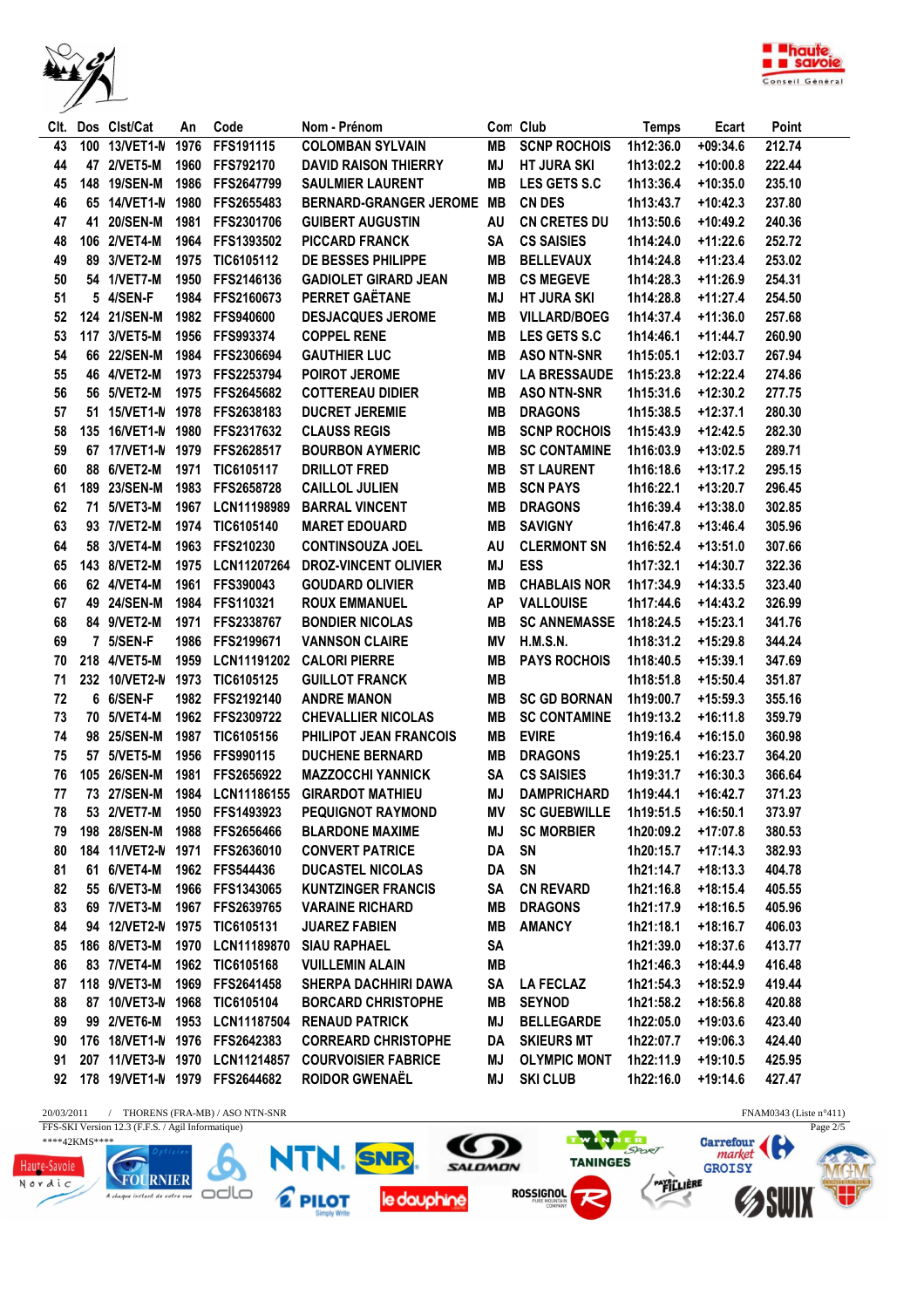| Clt. | Dos | Clst/Cat | An | Code | Nom - Prénom | Com | Club | Temps | Ecart | Point |
|---|---|---|---|---|---|---|---|---|---|---|
| 43 | 100 | 13/VET1-M | 1976 | FFS191115 | COLOMBAN SYLVAIN | MB | SCNP ROCHOIS | 1h12:36.0 | +09:34.6 | 212.74 |
| 44 | 47 | 2/VET5-M | 1960 | FFS792170 | DAVID RAISON THIERRY | MJ | HT JURA SKI | 1h13:02.2 | +10:00.8 | 222.44 |
| 45 | 148 | 19/SEN-M | 1986 | FFS2647799 | SAULMIER LAURENT | MB | LES GETS S.C | 1h13:36.4 | +10:35.0 | 235.10 |
| 46 | 65 | 14/VET1-M | 1980 | FFS2655483 | BERNARD-GRANGER JEROME | MB | CN DES | 1h13:43.7 | +10:42.3 | 237.80 |
| 47 | 41 | 20/SEN-M | 1981 | FFS2301706 | GUIBERT AUGUSTIN | AU | CN CRETES DU | 1h13:50.6 | +10:49.2 | 240.36 |
| 48 | 106 | 2/VET4-M | 1964 | FFS1393502 | PICCARD FRANCK | SA | CS SAISIES | 1h14:24.0 | +11:22.6 | 252.72 |
| 49 | 89 | 3/VET2-M | 1975 | TIC6105112 | DE BESSES PHILIPPE | MB | BELLEVAUX | 1h14:24.8 | +11:23.4 | 253.02 |
| 50 | 54 | 1/VET7-M | 1950 | FFS2146136 | GADIOLET GIRARD JEAN | MB | CS MEGEVE | 1h14:28.3 | +11:26.9 | 254.31 |
| 51 | 5 | 4/SEN-F | 1984 | FFS2160673 | PERRET GAËTANE | MJ | HT JURA SKI | 1h14:28.8 | +11:27.4 | 254.50 |
| 52 | 124 | 21/SEN-M | 1982 | FFS940600 | DESJACQUES JEROME | MB | VILLARD/BOEG | 1h14:37.4 | +11:36.0 | 257.68 |
| 53 | 117 | 3/VET5-M | 1956 | FFS993374 | COPPEL RENE | MB | LES GETS S.C | 1h14:46.1 | +11:44.7 | 260.90 |
| 54 | 66 | 22/SEN-M | 1984 | FFS2306694 | GAUTHIER LUC | MB | ASO NTN-SNR | 1h15:05.1 | +12:03.7 | 267.94 |
| 55 | 46 | 4/VET2-M | 1973 | FFS2253794 | POIROT JEROME | MV | LA BRESSAUDE | 1h15:23.8 | +12:22.4 | 274.86 |
| 56 | 56 | 5/VET2-M | 1975 | FFS2645682 | COTTEREAU DIDIER | MB | ASO NTN-SNR | 1h15:31.6 | +12:30.2 | 277.75 |
| 57 | 51 | 15/VET1-M | 1978 | FFS2638183 | DUCRET JEREMIE | MB | DRAGONS | 1h15:38.5 | +12:37.1 | 280.30 |
| 58 | 135 | 16/VET1-M | 1980 | FFS2317632 | CLAUSS REGIS | MB | SCNP ROCHOIS | 1h15:43.9 | +12:42.5 | 282.30 |
| 59 | 67 | 17/VET1-M | 1979 | FFS2628517 | BOURBON AYMERIC | MB | SC CONTAMINE | 1h16:03.9 | +13:02.5 | 289.71 |
| 60 | 88 | 6/VET2-M | 1971 | TIC6105117 | DRILLOT FRED | MB | ST LAURENT | 1h16:18.6 | +13:17.2 | 295.15 |
| 61 | 189 | 23/SEN-M | 1983 | FFS2658728 | CAILLOL JULIEN | MB | SCN PAYS | 1h16:22.1 | +13:20.7 | 296.45 |
| 62 | 71 | 5/VET3-M | 1967 | LCN11198989 | BARRAL VINCENT | MB | DRAGONS | 1h16:39.4 | +13:38.0 | 302.85 |
| 63 | 93 | 7/VET2-M | 1974 | TIC6105140 | MARET EDOUARD | MB | SAVIGNY | 1h16:47.8 | +13:46.4 | 305.96 |
| 64 | 58 | 3/VET4-M | 1963 | FFS210230 | CONTINSOUZA JOEL | AU | CLERMONT SN | 1h16:52.4 | +13:51.0 | 307.66 |
| 65 | 143 | 8/VET2-M | 1975 | LCN11207264 | DROZ-VINCENT OLIVIER | MJ | ESS | 1h17:32.1 | +14:30.7 | 322.36 |
| 66 | 62 | 4/VET4-M | 1961 | FFS390043 | GOUDARD OLIVIER | MB | CHABLAIS NOR | 1h17:34.9 | +14:33.5 | 323.40 |
| 67 | 49 | 24/SEN-M | 1984 | FFS110321 | ROUX EMMANUEL | AP | VALLOUISE | 1h17:44.6 | +14:43.2 | 326.99 |
| 68 | 84 | 9/VET2-M | 1971 | FFS2338767 | BONDIER NICOLAS | MB | SC ANNEMASSE | 1h18:24.5 | +15:23.1 | 341.76 |
| 69 | 7 | 5/SEN-F | 1986 | FFS2199671 | VANNSON CLAIRE | MV | H.M.S.N. | 1h18:31.2 | +15:29.8 | 344.24 |
| 70 | 218 | 4/VET5-M | 1959 | LCN11191202 | CALORI PIERRE | MB | PAYS ROCHOIS | 1h18:40.5 | +15:39.1 | 347.69 |
| 71 | 232 | 10/VET2-M | 1973 | TIC6105125 | GUILLOT FRANCK | MB | | 1h18:51.8 | +15:50.4 | 351.87 |
| 72 | 6 | 6/SEN-F | 1982 | FFS2192140 | ANDRE MANON | MB | SC GD BORNAN | 1h19:00.7 | +15:59.3 | 355.16 |
| 73 | 70 | 5/VET4-M | 1962 | FFS2309722 | CHEVALLIER NICOLAS | MB | SC CONTAMINE | 1h19:13.2 | +16:11.8 | 359.79 |
| 74 | 98 | 25/SEN-M | 1987 | TIC6105156 | PHILIPOT JEAN FRANCOIS | MB | EVIRE | 1h19:16.4 | +16:15.0 | 360.98 |
| 75 | 57 | 5/VET5-M | 1956 | FFS990115 | DUCHENE BERNARD | MB | DRAGONS | 1h19:25.1 | +16:23.7 | 364.20 |
| 76 | 105 | 26/SEN-M | 1981 | FFS2656922 | MAZZOCCHI YANNICK | SA | CS SAISIES | 1h19:31.7 | +16:30.3 | 366.64 |
| 77 | 73 | 27/SEN-M | 1984 | LCN11186155 | GIRARDOT MATHIEU | MJ | DAMPRICHARD | 1h19:44.1 | +16:42.7 | 371.23 |
| 78 | 53 | 2/VET7-M | 1950 | FFS1493923 | PEQUIGNOT RAYMOND | MV | SC GUEBWILLE | 1h19:51.5 | +16:50.1 | 373.97 |
| 79 | 198 | 28/SEN-M | 1988 | FFS2656466 | BLARDONE MAXIME | MJ | SC MORBIER | 1h20:09.2 | +17:07.8 | 380.53 |
| 80 | 184 | 11/VET2-M | 1971 | FFS2636010 | CONVERT PATRICE | DA | SN | 1h20:15.7 | +17:14.3 | 382.93 |
| 81 | 61 | 6/VET4-M | 1962 | FFS544436 | DUCASTEL NICOLAS | DA | SN | 1h21:14.7 | +18:13.3 | 404.78 |
| 82 | 55 | 6/VET3-M | 1966 | FFS1343065 | KUNTZINGER FRANCIS | SA | CN REVARD | 1h21:16.8 | +18:15.4 | 405.55 |
| 83 | 69 | 7/VET3-M | 1967 | FFS2639765 | VARAINE RICHARD | MB | DRAGONS | 1h21:17.9 | +18:16.5 | 405.96 |
| 84 | 94 | 12/VET2-M | 1975 | TIC6105131 | JUAREZ FABIEN | MB | AMANCY | 1h21:18.1 | +18:16.7 | 406.03 |
| 85 | 186 | 8/VET3-M | 1970 | LCN11189870 | SIAU RAPHAEL | SA | | 1h21:39.0 | +18:37.6 | 413.77 |
| 86 | 83 | 7/VET4-M | 1962 | TIC6105168 | VUILLEMIN ALAIN | MB | | 1h21:46.3 | +18:44.9 | 416.48 |
| 87 | 118 | 9/VET3-M | 1969 | FFS2641458 | SHERPA DACHHIRI DAWA | SA | LA FECLAZ | 1h21:54.3 | +18:52.9 | 419.44 |
| 88 | 87 | 10/VET3-M | 1968 | TIC6105104 | BORCARD CHRISTOPHE | MB | SEYNOD | 1h21:58.2 | +18:56.8 | 420.88 |
| 89 | 99 | 2/VET6-M | 1953 | LCN11187504 | RENAUD PATRICK | MJ | BELLEGARDE | 1h22:05.0 | +19:03.6 | 423.40 |
| 90 | 176 | 18/VET1-M | 1976 | FFS2642383 | CORREARD CHRISTOPHE | DA | SKIEURS MT | 1h22:07.7 | +19:06.3 | 424.40 |
| 91 | 207 | 11/VET3-M | 1970 | LCN11214857 | COURVOISIER FABRICE | MJ | OLYMPIC MONT | 1h22:11.9 | +19:10.5 | 425.95 |
| 92 | 178 | 19/VET1-M | 1979 | FFS2644682 | ROIDOR GWENAËL | MJ | SKI CLUB | 1h22:16.0 | +19:14.6 | 427.47 |

20/03/2011 / THORENS (FRA-MB) / ASO NTN-SNR

FNAM0343 (Liste n°411)

FFS-SKI Version 12.3 (F.F.S. / Agil Informatique)

****42KMS****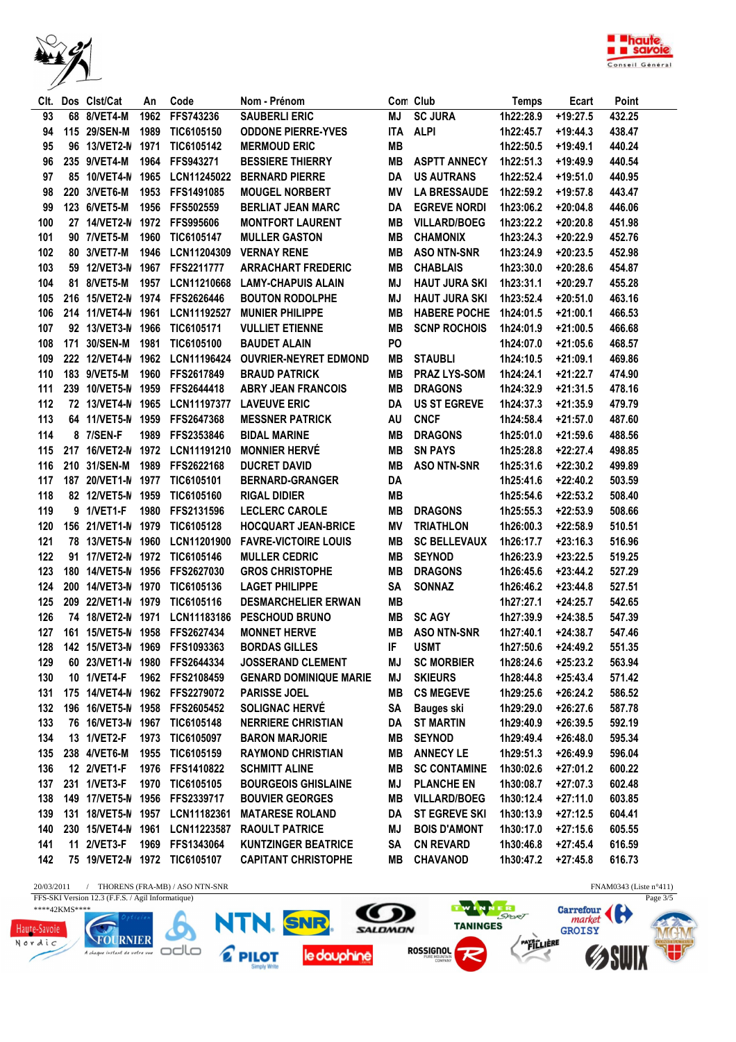| Clt. | Dos | Clst/Cat | An | Code | Nom - Prénom | Com | Club | Temps | Ecart | Point |
|---|---|---|---|---|---|---|---|---|---|---|
| 93 | 68 | 8/VET4-M | 1962 | FFS743236 | SAUBERLI ERIC | MJ | SC JURA | 1h22:28.9 | +19:27.5 | 432.25 |
| 94 | 115 | 29/SEN-M | 1989 | TIC6105150 | ODDONE PIERRE-YVES | ITA | ALPI | 1h22:45.7 | +19:44.3 | 438.47 |
| 95 | 96 | 13/VET2-M | 1971 | TIC6105142 | MERMOUD ERIC | MB | | 1h22:50.5 | +19:49.1 | 440.24 |
| 96 | 235 | 9/VET4-M | 1964 | FFS943271 | BESSIERE THIERRY | MB | ASPTT ANNECY | 1h22:51.3 | +19:49.9 | 440.54 |
| 97 | 85 | 10/VET4-M | 1965 | LCN11245022 | BERNARD PIERRE | DA | US AUTRANS | 1h22:52.4 | +19:51.0 | 440.95 |
| 98 | 220 | 3/VET6-M | 1953 | FFS1491085 | MOUGEL NORBERT | MV | LA BRESSAUDE | 1h22:59.2 | +19:57.8 | 443.47 |
| 99 | 123 | 6/VET5-M | 1956 | FFS502559 | BERLIAT JEAN MARC | DA | EGREVE NORDI | 1h23:06.2 | +20:04.8 | 446.06 |
| 100 | 27 | 14/VET2-M | 1972 | FFS995606 | MONTFORT LAURENT | MB | VILLARD/BOEG | 1h23:22.2 | +20:20.8 | 451.98 |
| 101 | 90 | 7/VET5-M | 1960 | TIC6105147 | MULLER GASTON | MB | CHAMONIX | 1h23:24.3 | +20:22.9 | 452.76 |
| 102 | 80 | 3/VET7-M | 1946 | LCN11204309 | VERNAY RENE | MB | ASO NTN-SNR | 1h23:24.9 | +20:23.5 | 452.98 |
| 103 | 59 | 12/VET3-M | 1967 | FFS2211777 | ARRACHART FREDERIC | MB | CHABLAIS | 1h23:30.0 | +20:28.6 | 454.87 |
| 104 | 81 | 8/VET5-M | 1957 | LCN11210668 | LAMY-CHAPUIS ALAIN | MJ | HAUT JURA SKI | 1h23:31.1 | +20:29.7 | 455.28 |
| 105 | 216 | 15/VET2-M | 1974 | FFS2626446 | BOUTON RODOLPHE | MJ | HAUT JURA SKI | 1h23:52.4 | +20:51.0 | 463.16 |
| 106 | 214 | 11/VET4-M | 1961 | LCN11192527 | MUNIER PHILIPPE | MB | HABERE POCHE | 1h24:01.5 | +21:00.1 | 466.53 |
| 107 | 92 | 13/VET3-M | 1966 | TIC6105171 | VULLIET ETIENNE | MB | SCNP ROCHOIS | 1h24:01.9 | +21:00.5 | 466.68 |
| 108 | 171 | 30/SEN-M | 1981 | TIC6105100 | BAUDET ALAIN | PO | | 1h24:07.0 | +21:05.6 | 468.57 |
| 109 | 222 | 12/VET4-M | 1962 | LCN11196424 | OUVRIER-NEYRET EDMOND | MB | STAUBLI | 1h24:10.5 | +21:09.1 | 469.86 |
| 110 | 183 | 9/VET5-M | 1960 | FFS2617849 | BRAUD PATRICK | MB | PRAZ LYS-SOM | 1h24:24.1 | +21:22.7 | 474.90 |
| 111 | 239 | 10/VET5-M | 1959 | FFS2644418 | ABRY JEAN FRANCOIS | MB | DRAGONS | 1h24:32.9 | +21:31.5 | 478.16 |
| 112 | 72 | 13/VET4-M | 1965 | LCN11197377 | LAVEUVE ERIC | DA | US ST EGREVE | 1h24:37.3 | +21:35.9 | 479.79 |
| 113 | 64 | 11/VET5-M | 1959 | FFS2647368 | MESSNER PATRICK | AU | CNCF | 1h24:58.4 | +21:57.0 | 487.60 |
| 114 | 8 | 7/SEN-F | 1989 | FFS2353846 | BIDAL MARINE | MB | DRAGONS | 1h25:01.0 | +21:59.6 | 488.56 |
| 115 | 217 | 16/VET2-M | 1972 | LCN11191210 | MONNIER HERVÉ | MB | SN PAYS | 1h25:28.8 | +22:27.4 | 498.85 |
| 116 | 210 | 31/SEN-M | 1989 | FFS2622168 | DUCRET DAVID | MB | ASO NTN-SNR | 1h25:31.6 | +22:30.2 | 499.89 |
| 117 | 187 | 20/VET1-M | 1977 | TIC6105101 | BERNARD-GRANGER | DA | | 1h25:41.6 | +22:40.2 | 503.59 |
| 118 | 82 | 12/VET5-M | 1959 | TIC6105160 | RIGAL DIDIER | MB | | 1h25:54.6 | +22:53.2 | 508.40 |
| 119 | 9 | 1/VET1-F | 1980 | FFS2131596 | LECLERC CAROLE | MB | DRAGONS | 1h25:55.3 | +22:53.9 | 508.66 |
| 120 | 156 | 21/VET1-M | 1979 | TIC6105128 | HOCQUART JEAN-BRICE | MV | TRIATHLON | 1h26:00.3 | +22:58.9 | 510.51 |
| 121 | 78 | 13/VET5-M | 1960 | LCN11201900 | FAVRE-VICTOIRE LOUIS | MB | SC BELLEVAUX | 1h26:17.7 | +23:16.3 | 516.96 |
| 122 | 91 | 17/VET2-M | 1972 | TIC6105146 | MULLER CEDRIC | MB | SEYNOD | 1h26:23.9 | +23:22.5 | 519.25 |
| 123 | 180 | 14/VET5-M | 1956 | FFS2627030 | GROS CHRISTOPHE | MB | DRAGONS | 1h26:45.6 | +23:44.2 | 527.29 |
| 124 | 200 | 14/VET3-M | 1970 | TIC6105136 | LAGET PHILIPPE | SA | SONNAZ | 1h26:46.2 | +23:44.8 | 527.51 |
| 125 | 209 | 22/VET1-M | 1979 | TIC6105116 | DESMARCHELIER ERWAN | MB | | 1h27:27.1 | +24:25.7 | 542.65 |
| 126 | 74 | 18/VET2-M | 1971 | LCN11183186 | PESCHOUD BRUNO | MB | SC AGY | 1h27:39.9 | +24:38.5 | 547.39 |
| 127 | 161 | 15/VET5-M | 1958 | FFS2627434 | MONNET HERVE | MB | ASO NTN-SNR | 1h27:40.1 | +24:38.7 | 547.46 |
| 128 | 142 | 15/VET3-M | 1969 | FFS1093363 | BORDAS GILLES | IF | USMT | 1h27:50.6 | +24:49.2 | 551.35 |
| 129 | 60 | 23/VET1-M | 1980 | FFS2644334 | JOSSERAND CLEMENT | MJ | SC MORBIER | 1h28:24.6 | +25:23.2 | 563.94 |
| 130 | 10 | 1/VET4-F | 1962 | FFS2108459 | GENARD DOMINIQUE MARIE | MJ | SKIEURS | 1h28:44.8 | +25:43.4 | 571.42 |
| 131 | 175 | 14/VET4-M | 1962 | FFS2279072 | PARISSE JOEL | MB | CS MEGEVE | 1h29:25.6 | +26:24.2 | 586.52 |
| 132 | 196 | 16/VET5-M | 1958 | FFS2605452 | SOLIGNAC HERVÉ | SA | Bauges ski | 1h29:29.0 | +26:27.6 | 587.78 |
| 133 | 76 | 16/VET3-M | 1967 | TIC6105156 | NERRIERE CHRISTIAN | DA | ST MARTIN | 1h29:40.9 | +26:39.5 | 592.19 |
| 134 | 13 | 1/VET2-F | 1973 | TIC6105097 | BARON MARJORIE | MB | SEYNOD | 1h29:49.4 | +26:48.0 | 595.34 |
| 135 | 238 | 4/VET6-M | 1955 | TIC6105159 | RAYMOND CHRISTIAN | MB | ANNECY LE | 1h29:51.3 | +26:49.9 | 596.04 |
| 136 | 12 | 2/VET1-F | 1976 | FFS1410822 | SCHMITT ALINE | MB | SC CONTAMINE | 1h30:02.6 | +27:01.2 | 600.22 |
| 137 | 231 | 1/VET3-F | 1970 | TIC6105105 | BOURGEOIS GHISLAINE | MJ | PLANCHE EN | 1h30:08.7 | +27:07.3 | 602.48 |
| 138 | 149 | 17/VET5-M | 1956 | FFS2339717 | BOUVIER GEORGES | MB | VILLARD/BOEG | 1h30:12.4 | +27:11.0 | 603.85 |
| 139 | 131 | 18/VET5-M | 1957 | LCN11182361 | MATARESE ROLAND | DA | ST EGREVE SKI | 1h30:13.9 | +27:12.5 | 604.41 |
| 140 | 230 | 15/VET4-M | 1961 | LCN11223587 | RAOULT PATRICE | MJ | BOIS D'AMONT | 1h30:17.0 | +27:15.6 | 605.55 |
| 141 | 11 | 2/VET3-F | 1969 | FFS1343064 | KUNTZINGER BEATRICE | SA | CN REVARD | 1h30:46.8 | +27:45.4 | 616.59 |
| 142 | 75 | 19/VET2-M | 1972 | TIC6105107 | CAPITANT CHRISTOPHE | MB | CHAVANOD | 1h30:47.2 | +27:45.8 | 616.73 |

20/03/2011 / THORENS (FRA-MB) / ASO NTN-SNR — FNAM0343 (Liste n°411)

FFS-SKI Version 12.3 (F.F.S. / Agil Informatique)

****42KMS****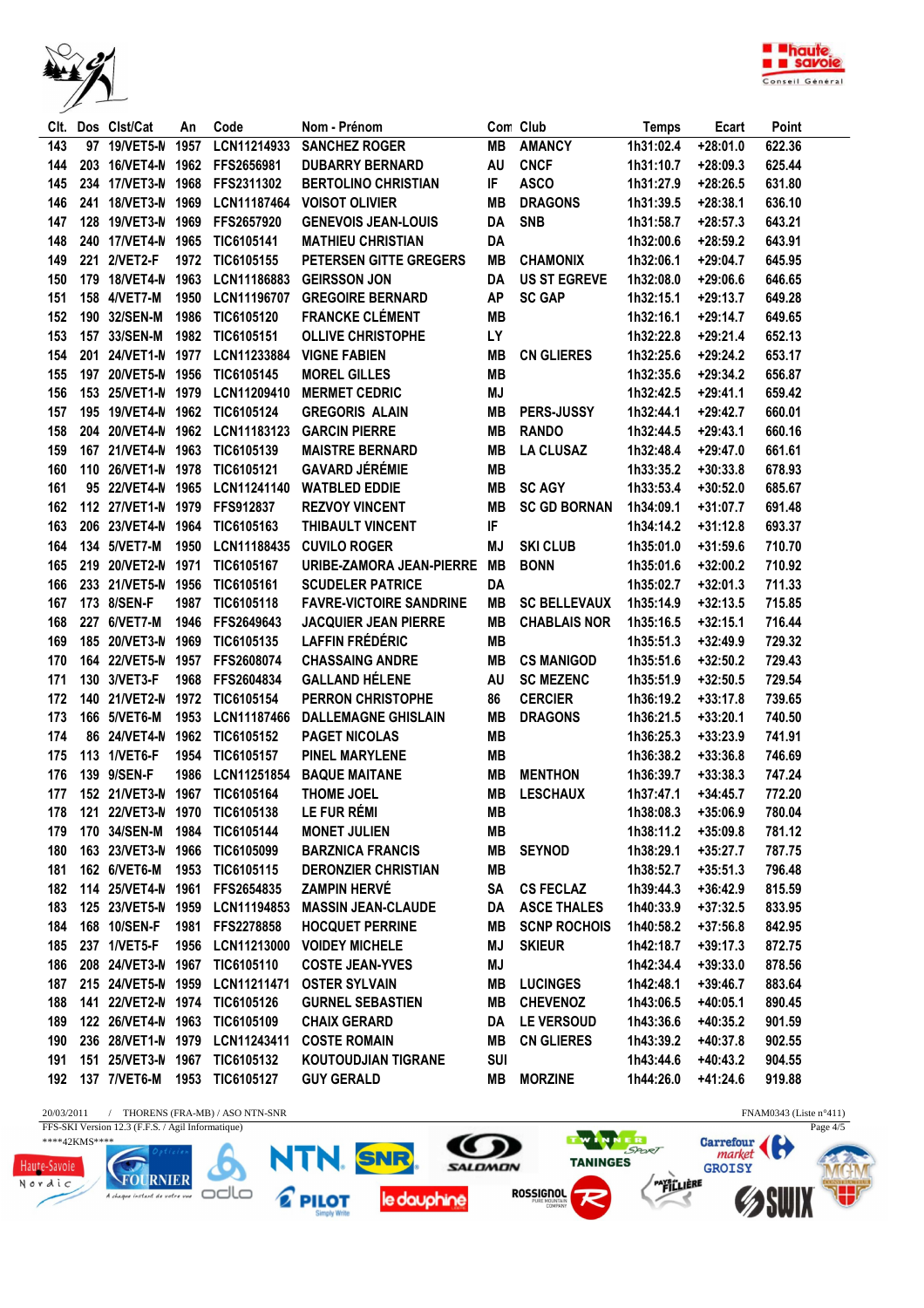| Clt. | Dos | Clst/Cat | An | Code | Nom - Prénom | Com | Club | Temps | Ecart | Point |
|---|---|---|---|---|---|---|---|---|---|---|
| 143 | 97 | 19/VET5-M | 1957 | LCN11214933 | SANCHEZ ROGER | MB | AMANCY | 1h31:02.4 | +28:01.0 | 622.36 |
| 144 | 203 | 16/VET4-M | 1962 | FFS2656981 | DUBARRY BERNARD | AU | CNCF | 1h31:10.7 | +28:09.3 | 625.44 |
| 145 | 234 | 17/VET3-M | 1968 | FFS2311302 | BERTOLINO CHRISTIAN | IF | ASCO | 1h31:27.9 | +28:26.5 | 631.80 |
| 146 | 241 | 18/VET3-M | 1969 | LCN11187464 | VOISOT OLIVIER | MB | DRAGONS | 1h31:39.5 | +28:38.1 | 636.10 |
| 147 | 128 | 19/VET3-M | 1969 | FFS2657920 | GENEVOIS JEAN-LOUIS | DA | SNB | 1h31:58.7 | +28:57.3 | 643.21 |
| 148 | 240 | 17/VET4-M | 1965 | TIC6105141 | MATHIEU CHRISTIAN | DA | | 1h32:00.6 | +28:59.2 | 643.91 |
| 149 | 221 | 2/VET2-F | 1972 | TIC6105155 | PETERSEN GITTE GREGERS | MB | CHAMONIX | 1h32:06.1 | +29:04.7 | 645.95 |
| 150 | 179 | 18/VET4-M | 1963 | LCN11186883 | GEIRSSON JON | DA | US ST EGREVE | 1h32:08.0 | +29:06.6 | 646.65 |
| 151 | 158 | 4/VET7-M | 1950 | LCN11196707 | GREGOIRE BERNARD | AP | SC GAP | 1h32:15.1 | +29:13.7 | 649.28 |
| 152 | 190 | 32/SEN-M | 1986 | TIC6105120 | FRANCKE CLÉMENT | MB | | 1h32:16.1 | +29:14.7 | 649.65 |
| 153 | 157 | 33/SEN-M | 1982 | TIC6105151 | OLLIVE CHRISTOPHE | LY | | 1h32:22.8 | +29:21.4 | 652.13 |
| 154 | 201 | 24/VET1-M | 1977 | LCN11233884 | VIGNE FABIEN | MB | CN GLIERES | 1h32:25.6 | +29:24.2 | 653.17 |
| 155 | 197 | 20/VET5-M | 1956 | TIC6105145 | MOREL GILLES | MB | | 1h32:35.6 | +29:34.2 | 656.87 |
| 156 | 153 | 25/VET1-M | 1979 | LCN11209410 | MERMET CEDRIC | MJ | | 1h32:42.5 | +29:41.1 | 659.42 |
| 157 | 195 | 19/VET4-M | 1962 | TIC6105124 | GREGORIS ALAIN | MB | PERS-JUSSY | 1h32:44.1 | +29:42.7 | 660.01 |
| 158 | 204 | 20/VET4-M | 1962 | LCN11183123 | GARCIN PIERRE | MB | RANDO | 1h32:44.5 | +29:43.1 | 660.16 |
| 159 | 167 | 21/VET4-M | 1963 | TIC6105139 | MAISTRE BERNARD | MB | LA CLUSAZ | 1h32:48.4 | +29:47.0 | 661.61 |
| 160 | 110 | 26/VET1-M | 1978 | TIC6105121 | GAVARD JÉRÉMIE | MB | | 1h33:35.2 | +30:33.8 | 678.93 |
| 161 | 95 | 22/VET4-M | 1965 | LCN11241140 | WATBLED EDDIE | MB | SC AGY | 1h33:53.4 | +30:52.0 | 685.67 |
| 162 | 112 | 27/VET1-M | 1979 | FFS912837 | REZVOY VINCENT | MB | SC GD BORNAN | 1h34:09.1 | +31:07.7 | 691.48 |
| 163 | 206 | 23/VET4-M | 1964 | TIC6105163 | THIBAULT VINCENT | IF | | 1h34:14.2 | +31:12.8 | 693.37 |
| 164 | 134 | 5/VET7-M | 1950 | LCN11188435 | CUVILO ROGER | MJ | SKI CLUB | 1h35:01.0 | +31:59.6 | 710.70 |
| 165 | 219 | 20/VET2-M | 1971 | TIC6105167 | URIBE-ZAMORA JEAN-PIERRE | MB | BONN | 1h35:01.6 | +32:00.2 | 710.92 |
| 166 | 233 | 21/VET5-M | 1956 | TIC6105161 | SCUDELER PATRICE | DA | | 1h35:02.7 | +32:01.3 | 711.33 |
| 167 | 173 | 8/SEN-F | 1987 | TIC6105118 | FAVRE-VICTOIRE SANDRINE | MB | SC BELLEVAUX | 1h35:14.9 | +32:13.5 | 715.85 |
| 168 | 227 | 6/VET7-M | 1946 | FFS2649643 | JACQUIER JEAN PIERRE | MB | CHABLAIS NOR | 1h35:16.5 | +32:15.1 | 716.44 |
| 169 | 185 | 20/VET3-M | 1969 | TIC6105135 | LAFFIN FRÉDÉRIC | MB | | 1h35:51.3 | +32:49.9 | 729.32 |
| 170 | 164 | 22/VET5-M | 1957 | FFS2608074 | CHASSAING ANDRE | MB | CS MANIGOD | 1h35:51.6 | +32:50.2 | 729.43 |
| 171 | 130 | 3/VET3-F | 1968 | FFS2604834 | GALLAND HÉLENE | AU | SC MEZENC | 1h35:51.9 | +32:50.5 | 729.54 |
| 172 | 140 | 21/VET2-M | 1972 | TIC6105154 | PERRON CHRISTOPHE | 86 | CERCIER | 1h36:19.2 | +33:17.8 | 739.65 |
| 173 | 166 | 5/VET6-M | 1953 | LCN11187466 | DALLEMAGNE GHISLAIN | MB | DRAGONS | 1h36:21.5 | +33:20.1 | 740.50 |
| 174 | 86 | 24/VET4-M | 1962 | TIC6105152 | PAGET NICOLAS | MB | | 1h36:25.3 | +33:23.9 | 741.91 |
| 175 | 113 | 1/VET6-F | 1954 | TIC6105157 | PINEL MARYLENE | MB | | 1h36:38.2 | +33:36.8 | 746.69 |
| 176 | 139 | 9/SEN-F | 1986 | LCN11251854 | BAQUE MAITANE | MB | MENTHON | 1h36:39.7 | +33:38.3 | 747.24 |
| 177 | 152 | 21/VET3-M | 1967 | TIC6105164 | THOME JOEL | MB | LESCHAUX | 1h37:47.1 | +34:45.7 | 772.20 |
| 178 | 121 | 22/VET3-M | 1970 | TIC6105138 | LE FUR RÉMI | MB | | 1h38:08.3 | +35:06.9 | 780.04 |
| 179 | 170 | 34/SEN-M | 1984 | TIC6105144 | MONET JULIEN | MB | | 1h38:11.2 | +35:09.8 | 781.12 |
| 180 | 163 | 23/VET3-M | 1966 | TIC6105099 | BARZNICA FRANCIS | MB | SEYNOD | 1h38:29.1 | +35:27.7 | 787.75 |
| 181 | 162 | 6/VET6-M | 1953 | TIC6105115 | DERONZIER CHRISTIAN | MB | | 1h38:52.7 | +35:51.3 | 796.48 |
| 182 | 114 | 25/VET4-M | 1961 | FFS2654835 | ZAMPIN HERVÉ | SA | CS FECLAZ | 1h39:44.3 | +36:42.9 | 815.59 |
| 183 | 125 | 23/VET5-M | 1959 | LCN11194853 | MASSIN JEAN-CLAUDE | DA | ASCE THALES | 1h40:33.9 | +37:32.5 | 833.95 |
| 184 | 168 | 10/SEN-F | 1981 | FFS2278858 | HOCQUET PERRINE | MB | SCNP ROCHOIS | 1h40:58.2 | +37:56.8 | 842.95 |
| 185 | 237 | 1/VET5-F | 1956 | LCN11213000 | VOIDEY MICHELE | MJ | SKIEUR | 1h42:18.7 | +39:17.3 | 872.75 |
| 186 | 208 | 24/VET3-M | 1967 | TIC6105110 | COSTE JEAN-YVES | MJ | | 1h42:34.4 | +39:33.0 | 878.56 |
| 187 | 215 | 24/VET5-M | 1959 | LCN11211471 | OSTER SYLVAIN | MB | LUCINGES | 1h42:48.1 | +39:46.7 | 883.64 |
| 188 | 141 | 22/VET2-M | 1974 | TIC6105126 | GURNEL SEBASTIEN | MB | CHEVENOZ | 1h43:06.5 | +40:05.1 | 890.45 |
| 189 | 122 | 26/VET4-M | 1963 | TIC6105109 | CHAIX GERARD | DA | LE VERSOUD | 1h43:36.6 | +40:35.2 | 901.59 |
| 190 | 236 | 28/VET1-M | 1979 | LCN11243411 | COSTE ROMAIN | MB | CN GLIERES | 1h43:39.2 | +40:37.8 | 902.55 |
| 191 | 151 | 25/VET3-M | 1967 | TIC6105132 | KOUTOUDJIAN TIGRANE | SUI | | 1h43:44.6 | +40:43.2 | 904.55 |
| 192 | 137 | 7/VET6-M | 1953 | TIC6105127 | GUY GERALD | MB | MORZINE | 1h44:26.0 | +41:24.6 | 919.88 |

20/03/2011 / THORENS (FRA-MB) / ASO NTN-SNR FNAM0343 (Liste n°411)

FFS-SKI Version 12.3 (F.F.S. / Agil Informatique)

****42KMS****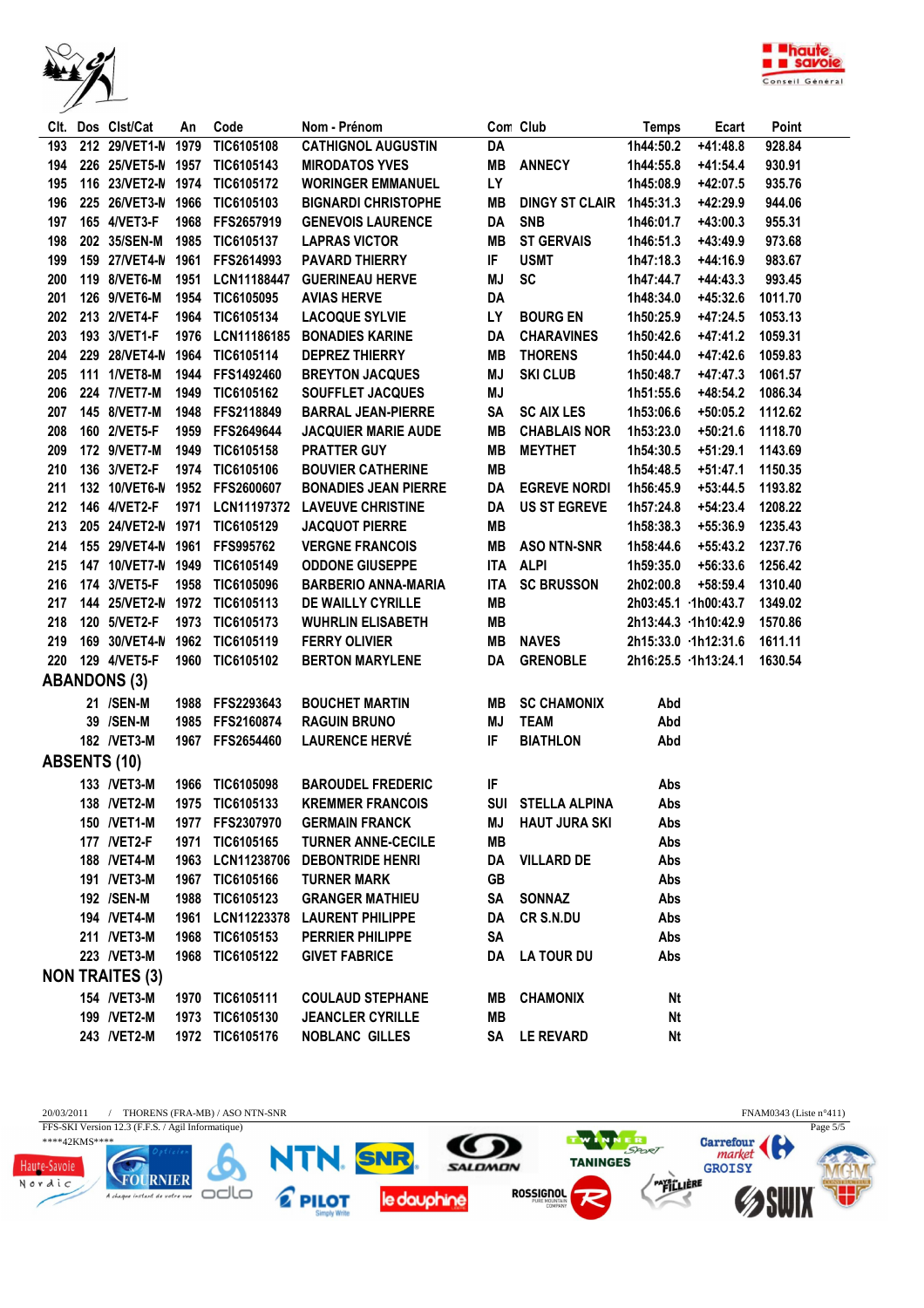| Clt. | Dos | Clst/Cat | An | Code | Nom - Prénom | Com | Club | Temps | Ecart | Point |
|---|---|---|---|---|---|---|---|---|---|---|
| 193 | 212 | 29/VET1-M | 1979 | TIC6105108 | CATHIGNOL AUGUSTIN | DA | | 1h44:50.2 | +41:48.8 | 928.84 |
| 194 | 226 | 25/VET5-M | 1957 | TIC6105143 | MIRODATOS YVES | MB | ANNECY | 1h44:55.8 | +41:54.4 | 930.91 |
| 195 | 116 | 23/VET2-M | 1974 | TIC6105172 | WORINGER EMMANUEL | LY | | 1h45:08.9 | +42:07.5 | 935.76 |
| 196 | 225 | 26/VET3-M | 1966 | TIC6105103 | BIGNARDI CHRISTOPHE | MB | DINGY ST CLAIR | 1h45:31.3 | +42:29.9 | 944.06 |
| 197 | 165 | 4/VET3-F | 1968 | FFS2657919 | GENEVOIS LAURENCE | DA | SNB | 1h46:01.7 | +43:00.3 | 955.31 |
| 198 | 202 | 35/SEN-M | 1985 | TIC6105137 | LAPRAS VICTOR | MB | ST GERVAIS | 1h46:51.3 | +43:49.9 | 973.68 |
| 199 | 159 | 27/VET4-M | 1961 | FFS2614993 | PAVARD THIERRY | IF | USMT | 1h47:18.3 | +44:16.9 | 983.67 |
| 200 | 119 | 8/VET6-M | 1951 | LCN11188447 | GUERINEAU HERVE | MJ | SC | 1h47:44.7 | +44:43.3 | 993.45 |
| 201 | 126 | 9/VET6-M | 1954 | TIC6105095 | AVIAS HERVE | DA | | 1h48:34.0 | +45:32.6 | 1011.70 |
| 202 | 213 | 2/VET4-F | 1964 | TIC6105134 | LACOQUE SYLVIE | LY | BOURG EN | 1h50:25.9 | +47:24.5 | 1053.13 |
| 203 | 193 | 3/VET1-F | 1976 | LCN11186185 | BONADIES KARINE | DA | CHARAVINES | 1h50:42.6 | +47:41.2 | 1059.31 |
| 204 | 229 | 28/VET4-M | 1964 | TIC6105114 | DEPREZ THIERRY | MB | THORENS | 1h50:44.0 | +47:42.6 | 1059.83 |
| 205 | 111 | 1/VET8-M | 1944 | FFS1492460 | BREYTON JACQUES | MJ | SKI CLUB | 1h50:48.7 | +47:47.3 | 1061.57 |
| 206 | 224 | 7/VET7-M | 1949 | TIC6105162 | SOUFFLET JACQUES | MJ | | 1h51:55.6 | +48:54.2 | 1086.34 |
| 207 | 145 | 8/VET7-M | 1948 | FFS2118849 | BARRAL JEAN-PIERRE | SA | SC AIX LES | 1h53:06.6 | +50:05.2 | 1112.62 |
| 208 | 160 | 2/VET5-F | 1959 | FFS2649644 | JACQUIER MARIE AUDE | MB | CHABLAIS NOR | 1h53:23.0 | +50:21.6 | 1118.70 |
| 209 | 172 | 9/VET7-M | 1949 | TIC6105158 | PRATTER GUY | MB | MEYTHET | 1h54:30.5 | +51:29.1 | 1143.69 |
| 210 | 136 | 3/VET2-F | 1974 | TIC6105106 | BOUVIER CATHERINE | MB | | 1h54:48.5 | +51:47.1 | 1150.35 |
| 211 | 132 | 10/VET6-M | 1952 | FFS2600607 | BONADIES JEAN PIERRE | DA | EGREVE NORDI | 1h56:45.9 | +53:44.5 | 1193.82 |
| 212 | 146 | 4/VET2-F | 1971 | LCN11197372 | LAVEUVE CHRISTINE | DA | US ST EGREVE | 1h57:24.8 | +54:23.4 | 1208.22 |
| 213 | 205 | 24/VET2-M | 1971 | TIC6105129 | JACQUOT PIERRE | MB | | 1h58:38.3 | +55:36.9 | 1235.43 |
| 214 | 155 | 29/VET4-M | 1961 | FFS995762 | VERGNE FRANCOIS | MB | ASO NTN-SNR | 1h58:44.6 | +55:43.2 | 1237.76 |
| 215 | 147 | 10/VET7-M | 1949 | TIC6105149 | ODDONE GIUSEPPE | ITA | ALPI | 1h59:35.0 | +56:33.6 | 1256.42 |
| 216 | 174 | 3/VET5-F | 1958 | TIC6105096 | BARBERIO ANNA-MARIA | ITA | SC BRUSSON | 2h02:00.8 | +58:59.4 | 1310.40 |
| 217 | 144 | 25/VET2-M | 1972 | TIC6105113 | DE WAILLY CYRILLE | MB | | 2h03:45.1 | +1h00:43.7 | 1349.02 |
| 218 | 120 | 5/VET2-F | 1973 | TIC6105173 | WUHRLIN ELISABETH | MB | | 2h13:44.3 | +1h10:42.9 | 1570.86 |
| 219 | 169 | 30/VET4-M | 1962 | TIC6105119 | FERRY OLIVIER | MB | NAVES | 2h15:33.0 | +1h12:31.6 | 1611.11 |
| 220 | 129 | 4/VET5-F | 1960 | TIC6105102 | BERTON MARYLENE | DA | GRENOBLE | 2h16:25.5 | +1h13:24.1 | 1630.54 |

## ABANDONS (3)

| Dos | Cat | An | Code | Nom - Prénom | Com | Club | |
|---|---|---|---|---|---|---|---|
| 21 | /SEN-M | 1988 | FFS2293643 | BOUCHET MARTIN | MB | SC CHAMONIX | Abd |
| 39 | /SEN-M | 1985 | FFS2160874 | RAGUIN BRUNO | MJ | TEAM | Abd |
| 182 | /VET3-M | 1967 | FFS2654460 | LAURENCE HERVÉ | IF | BIATHLON | Abd |

## ABSENTS (10)

| Dos | Cat | An | Code | Nom - Prénom | Com | Club | |
|---|---|---|---|---|---|---|---|
| 133 | /VET3-M | 1966 | TIC6105098 | BAROUDEL FREDERIC | IF | | Abs |
| 138 | /VET2-M | 1975 | TIC6105133 | KREMMER FRANCOIS | SUI | STELLA ALPINA | Abs |
| 150 | /VET1-M | 1977 | FFS2307970 | GERMAIN FRANCK | MJ | HAUT JURA SKI | Abs |
| 177 | /VET2-F | 1971 | TIC6105165 | TURNER ANNE-CECILE | MB | | Abs |
| 188 | /VET4-M | 1963 | LCN11238706 | DEBONTRIDE HENRI | DA | VILLARD DE | Abs |
| 191 | /VET3-M | 1967 | TIC6105166 | TURNER MARK | GB | | Abs |
| 192 | /SEN-M | 1988 | TIC6105123 | GRANGER MATHIEU | SA | SONNAZ | Abs |
| 194 | /VET4-M | 1961 | LCN11223378 | LAURENT PHILIPPE | DA | CR S.N.DU | Abs |
| 211 | /VET3-M | 1968 | TIC6105153 | PERRIER PHILIPPE | SA | | Abs |
| 223 | /VET3-M | 1968 | TIC6105122 | GIVET FABRICE | DA | LA TOUR DU | Abs |

## NON TRAITES (3)

| Dos | Cat | An | Code | Nom - Prénom | Com | Club | |
|---|---|---|---|---|---|---|---|
| 154 | /VET3-M | 1970 | TIC6105111 | COULAUD STEPHANE | MB | CHAMONIX | Nt |
| 199 | /VET2-M | 1973 | TIC6105130 | JEANCLER CYRILLE | MB | | Nt |
| 243 | /VET2-M | 1972 | TIC6105176 | NOBLANC GILLES | SA | LE REVARD | Nt |

20/03/2011 / THORENS (FRA-MB) / ASO NTN-SNR — FNAM0343 (Liste n°411)

FFS-SKI Version 12.3 (F.F.S. / Agil Informatique)

****42KMS****